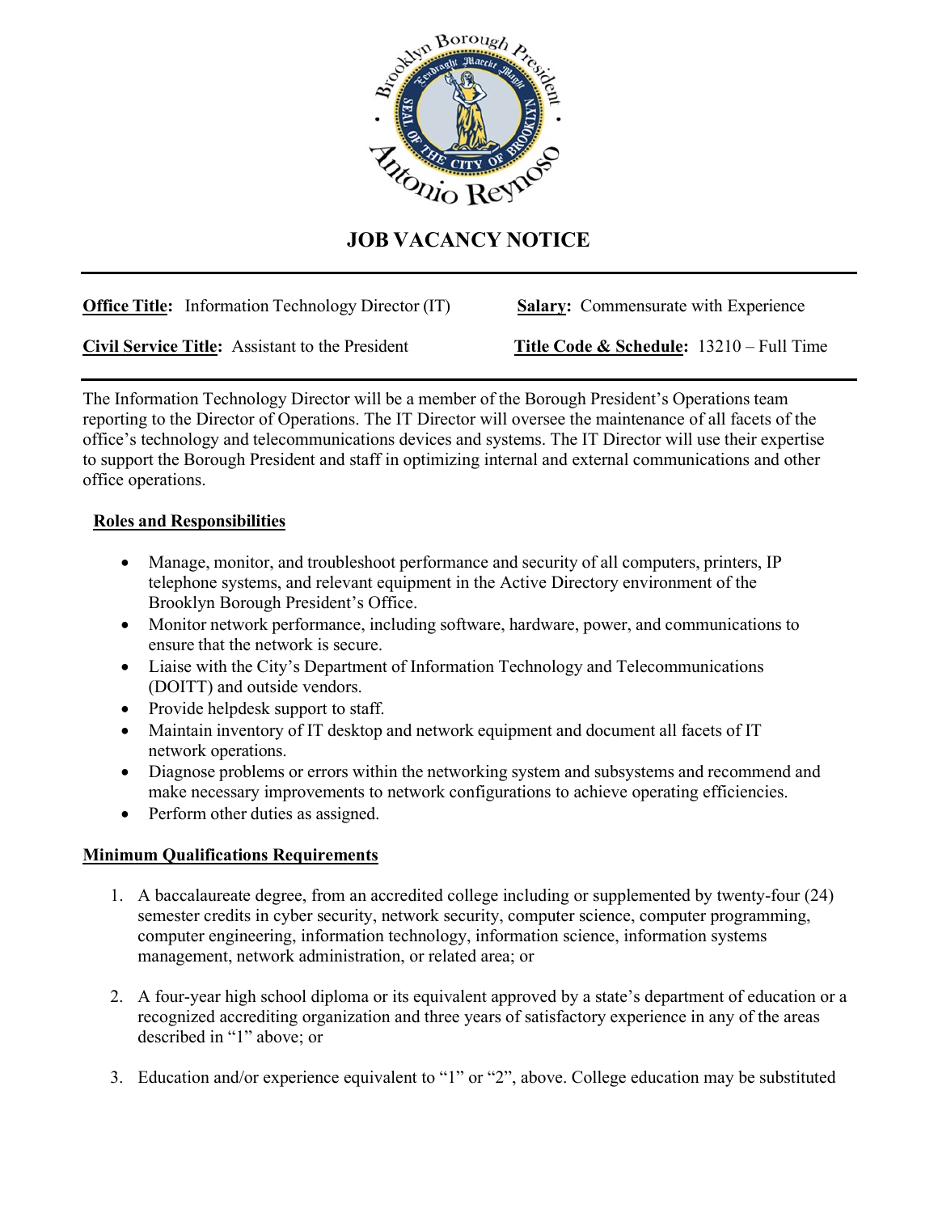# JOB VACANCY NOTICE

**Office Title:** Information Technology Director (IT)

**Salary:** Commensurate with Experience

**Civil Service Title:** Assistant to the President

**Title Code & Schedule:** 13210 – Full Time

The Information Technology Director will be a member of the Borough President's Operations team reporting to the Director of Operations. The IT Director will oversee the maintenance of all facets of the office's technology and telecommunications devices and systems. The IT Director will use their expertise to support the Borough President and staff in optimizing internal and external communications and other office operations.

## Roles and Responsibilities

- Manage, monitor, and troubleshoot performance and security of all computers, printers, IP telephone systems, and relevant equipment in the Active Directory environment of the Brooklyn Borough President's Office.
- Monitor network performance, including software, hardware, power, and communications to ensure that the network is secure.
- Liaise with the City's Department of Information Technology and Telecommunications (DOITT) and outside vendors.
- Provide helpdesk support to staff.
- Maintain inventory of IT desktop and network equipment and document all facets of IT network operations.
- Diagnose problems or errors within the networking system and subsystems and recommend and make necessary improvements to network configurations to achieve operating efficiencies.
- Perform other duties as assigned.

## Minimum Qualifications Requirements

1. A baccalaureate degree, from an accredited college including or supplemented by twenty-four (24) semester credits in cyber security, network security, computer science, computer programming, computer engineering, information technology, information science, information systems management, network administration, or related area; or

2. A four-year high school diploma or its equivalent approved by a state's department of education or a recognized accrediting organization and three years of satisfactory experience in any of the areas described in "1" above; or

3. Education and/or experience equivalent to "1" or "2", above. College education may be substituted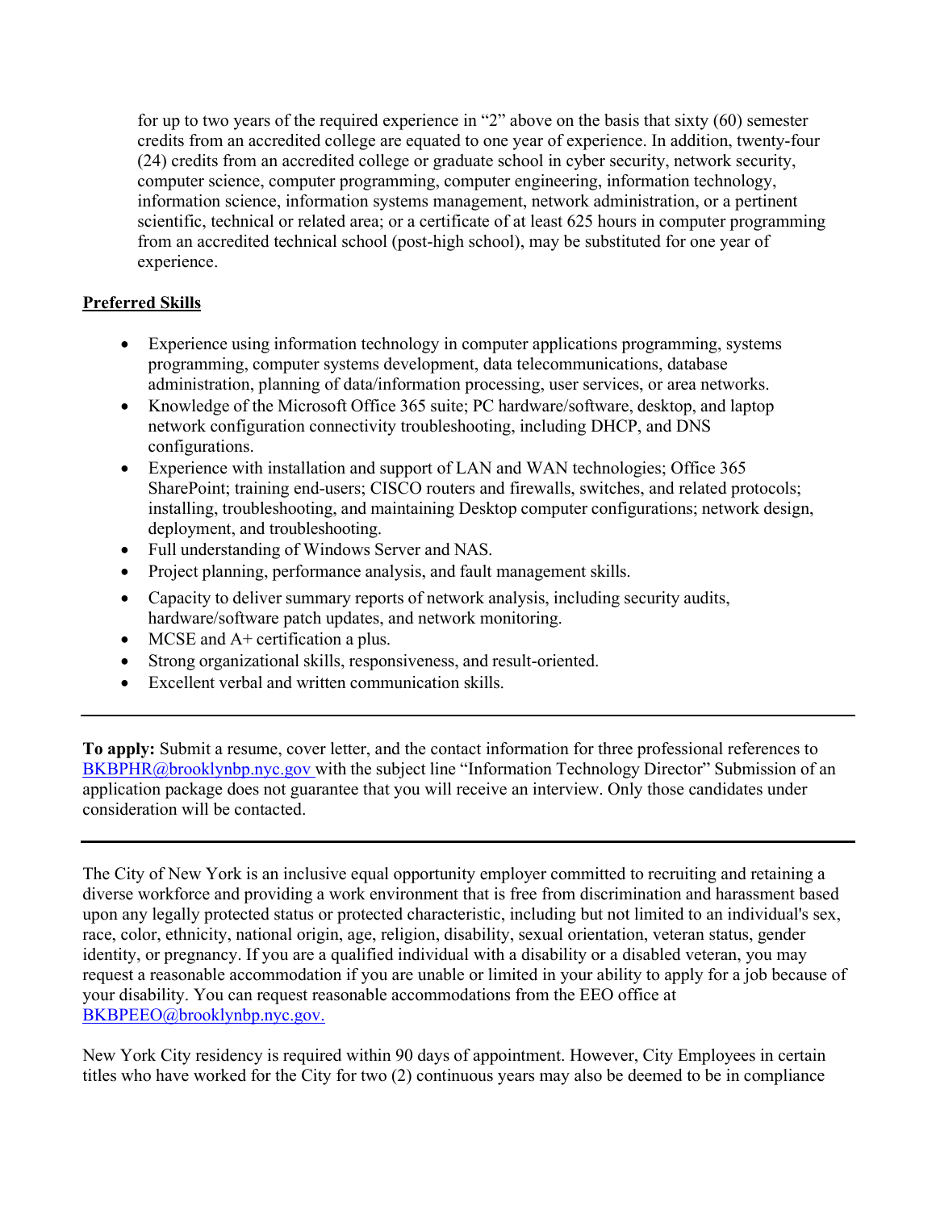for up to two years of the required experience in "2" above on the basis that sixty (60) semester credits from an accredited college are equated to one year of experience. In addition, twenty-four (24) credits from an accredited college or graduate school in cyber security, network security, computer science, computer programming, computer engineering, information technology, information science, information systems management, network administration, or a pertinent scientific, technical or related area; or a certificate of at least 625 hours in computer programming from an accredited technical school (post-high school), may be substituted for one year of experience.

## Preferred Skills

- Experience using information technology in computer applications programming, systems programming, computer systems development, data telecommunications, database administration, planning of data/information processing, user services, or area networks.
- Knowledge of the Microsoft Office 365 suite; PC hardware/software, desktop, and laptop network configuration connectivity troubleshooting, including DHCP, and DNS configurations.
- Experience with installation and support of LAN and WAN technologies; Office 365 SharePoint; training end-users; CISCO routers and firewalls, switches, and related protocols; installing, troubleshooting, and maintaining Desktop computer configurations; network design, deployment, and troubleshooting.
- Full understanding of Windows Server and NAS.
- Project planning, performance analysis, and fault management skills.
- Capacity to deliver summary reports of network analysis, including security audits, hardware/software patch updates, and network monitoring.
- MCSE and A+ certification a plus.
- Strong organizational skills, responsiveness, and result-oriented.
- Excellent verbal and written communication skills.

---

**To apply:** Submit a resume, cover letter, and the contact information for three professional references to BKBPHR@brooklynbp.nyc.gov with the subject line "Information Technology Director" Submission of an application package does not guarantee that you will receive an interview. Only those candidates under consideration will be contacted.

---

The City of New York is an inclusive equal opportunity employer committed to recruiting and retaining a diverse workforce and providing a work environment that is free from discrimination and harassment based upon any legally protected status or protected characteristic, including but not limited to an individual's sex, race, color, ethnicity, national origin, age, religion, disability, sexual orientation, veteran status, gender identity, or pregnancy. If you are a qualified individual with a disability or a disabled veteran, you may request a reasonable accommodation if you are unable or limited in your ability to apply for a job because of your disability. You can request reasonable accommodations from the EEO office at BKBPEEO@brooklynbp.nyc.gov.

New York City residency is required within 90 days of appointment. However, City Employees in certain titles who have worked for the City for two (2) continuous years may also be deemed to be in compliance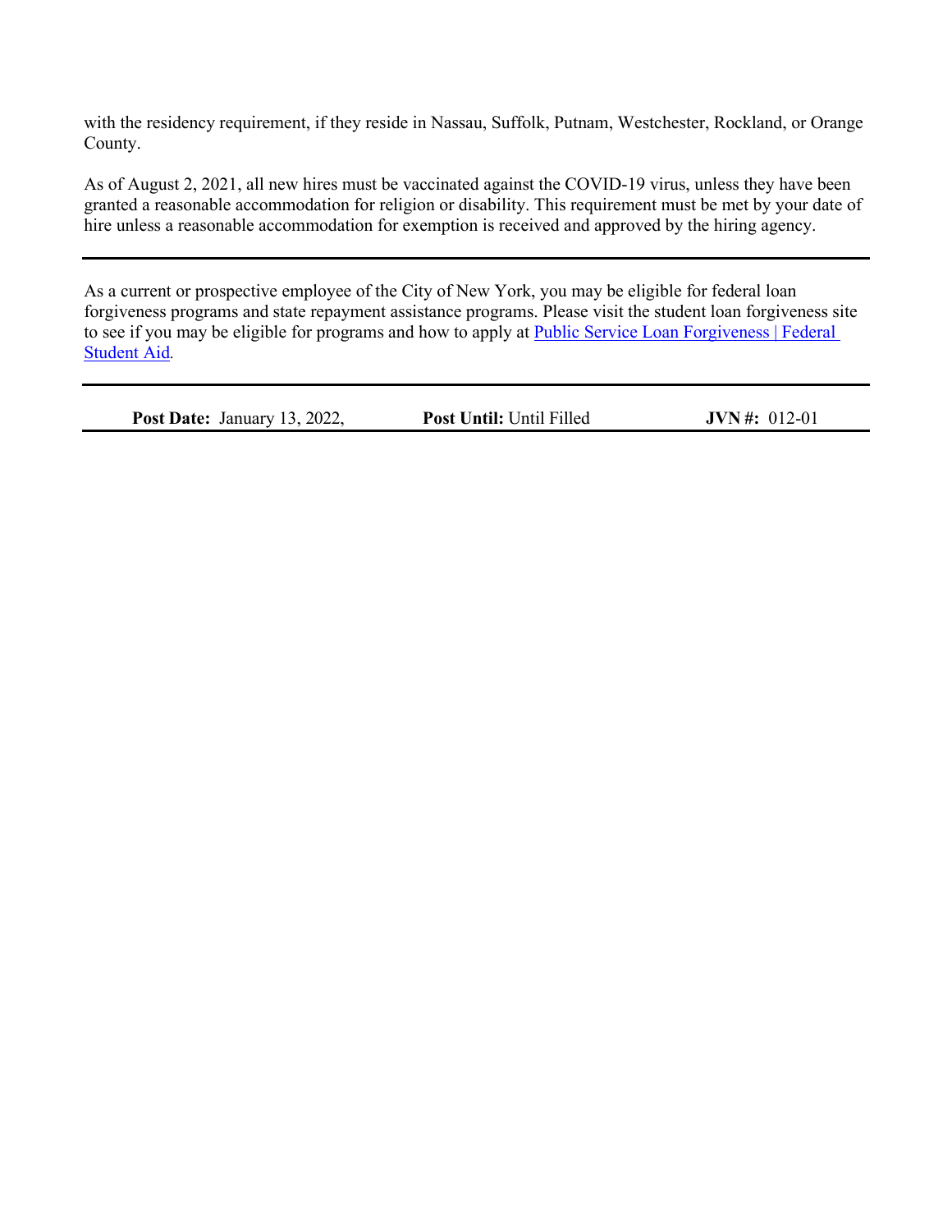with the residency requirement, if they reside in Nassau, Suffolk, Putnam, Westchester, Rockland, or Orange County.

As of August 2, 2021, all new hires must be vaccinated against the COVID-19 virus, unless they have been granted a reasonable accommodation for religion or disability. This requirement must be met by your date of hire unless a reasonable accommodation for exemption is received and approved by the hiring agency.

---

As a current or prospective employee of the City of New York, you may be eligible for federal loan forgiveness programs and state repayment assistance programs. Please visit the student loan forgiveness site to see if you may be eligible for programs and how to apply at Public Service Loan Forgiveness | Federal Student Aid.

---

**Post Date:** January 13, 2022, **Post Until:** Until Filled **JVN #:** 012-01

---